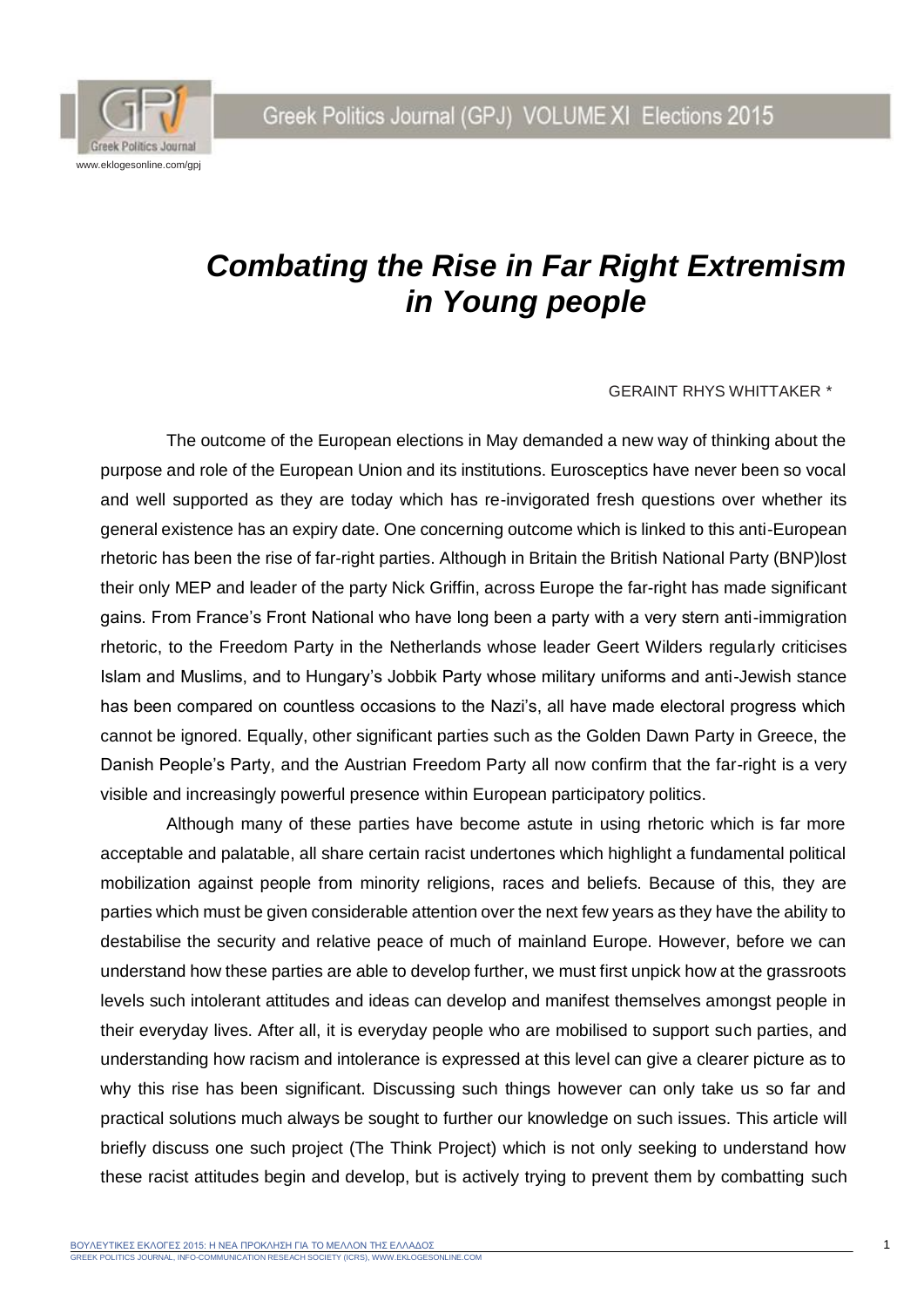# *Combating the Rise in Far Right Extremism in Young people*

GERAINT RHYS WHITTAKER *

The outcome of the European elections in May demanded a new way of thinking about the purpose and role of the European Union and its institutions. Eurosceptics have never been so vocal and well supported as they are today which has re-invigorated fresh questions over whether its general existence has an expiry date. One concerning outcome which is linked to this anti-European rhetoric has been the rise of far-right parties. Although in Britain the British National Party (BNP)lost their only MEP and leader of the party Nick Griffin, across Europe the far-right has made significant gains. From France's Front National who have long been a party with a very stern anti-immigration rhetoric, to the Freedom Party in the Netherlands whose leader Geert Wilders regularly criticises Islam and Muslims, and to Hungary's Jobbik Party whose military uniforms and anti-Jewish stance has been compared on countless occasions to the Nazi's, all have made electoral progress which cannot be ignored. Equally, other significant parties such as the Golden Dawn Party in Greece, the Danish People's Party, and the Austrian Freedom Party all now confirm that the far-right is a very visible and increasingly powerful presence within European participatory politics.

Although many of these parties have become astute in using rhetoric which is far more acceptable and palatable, all share certain racist undertones which highlight a fundamental political mobilization against people from minority religions, races and beliefs. Because of this, they are parties which must be given considerable attention over the next few years as they have the ability to destabilise the security and relative peace of much of mainland Europe. However, before we can understand how these parties are able to develop further, we must first unpick how at the grassroots levels such intolerant attitudes and ideas can develop and manifest themselves amongst people in their everyday lives. After all, it is everyday people who are mobilised to support such parties, and understanding how racism and intolerance is expressed at this level can give a clearer picture as to why this rise has been significant. Discussing such things however can only take us so far and practical solutions much always be sought to further our knowledge on such issues. This article will briefly discuss one such project (The Think Project) which is not only seeking to understand how these racist attitudes begin and develop, but is actively trying to prevent them by combatting such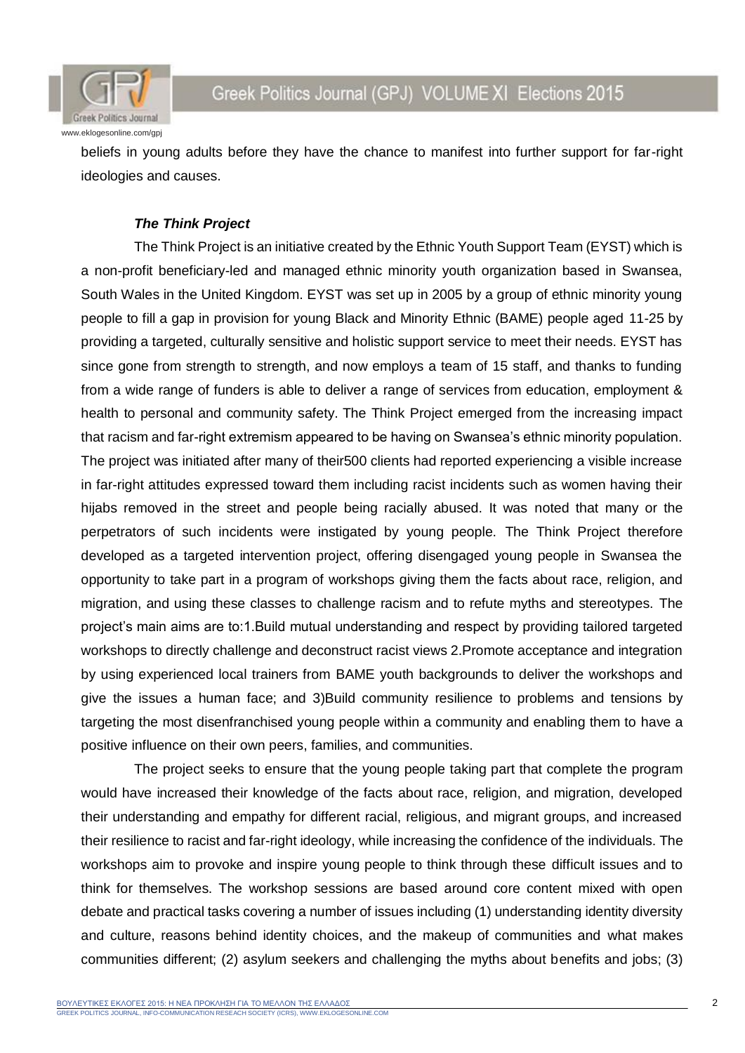beliefs in young adults before they have the chance to manifest into further support for far-right ideologies and causes.

### *The Think Project*

The Think Project is an initiative created by the Ethnic Youth Support Team (EYST) which is a non-profit beneficiary-led and managed ethnic minority youth organization based in Swansea, South Wales in the United Kingdom. EYST was set up in 2005 by a group of ethnic minority young people to fill a gap in provision for young Black and Minority Ethnic (BAME) people aged 11-25 by providing a targeted, culturally sensitive and holistic support service to meet their needs. EYST has since gone from strength to strength, and now employs a team of 15 staff, and thanks to funding from a wide range of funders is able to deliver a range of services from education, employment & health to personal and community safety. The Think Project emerged from the increasing impact that racism and far-right extremism appeared to be having on Swansea's ethnic minority population. The project was initiated after many of their500 clients had reported experiencing a visible increase in far-right attitudes expressed toward them including racist incidents such as women having their hijabs removed in the street and people being racially abused. It was noted that many or the perpetrators of such incidents were instigated by young people. The Think Project therefore developed as a targeted intervention project, offering disengaged young people in Swansea the opportunity to take part in a program of workshops giving them the facts about race, religion, and migration, and using these classes to challenge racism and to refute myths and stereotypes. The project's main aims are to:1.Build mutual understanding and respect by providing tailored targeted workshops to directly challenge and deconstruct racist views 2.Promote acceptance and integration by using experienced local trainers from BAME youth backgrounds to deliver the workshops and give the issues a human face; and 3)Build community resilience to problems and tensions by targeting the most disenfranchised young people within a community and enabling them to have a positive influence on their own peers, families, and communities.

The project seeks to ensure that the young people taking part that complete the program would have increased their knowledge of the facts about race, religion, and migration, developed their understanding and empathy for different racial, religious, and migrant groups, and increased their resilience to racist and far-right ideology, while increasing the confidence of the individuals. The workshops aim to provoke and inspire young people to think through these difficult issues and to think for themselves. The workshop sessions are based around core content mixed with open debate and practical tasks covering a number of issues including (1) understanding identity diversity and culture, reasons behind identity choices, and the makeup of communities and what makes communities different; (2) asylum seekers and challenging the myths about benefits and jobs; (3)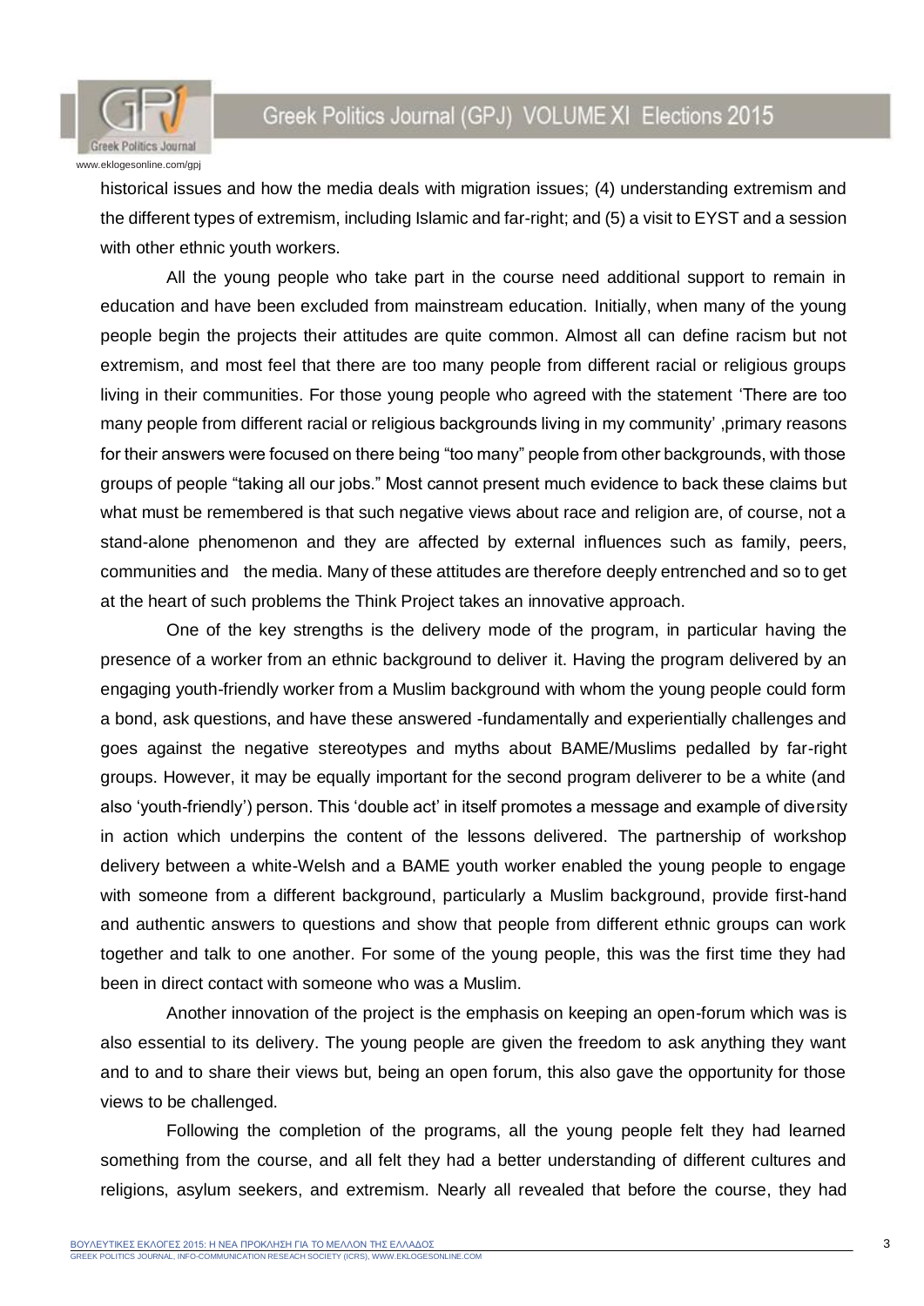historical issues and how the media deals with migration issues; (4) understanding extremism and the different types of extremism, including Islamic and far-right; and (5) a visit to EYST and a session with other ethnic youth workers.

All the young people who take part in the course need additional support to remain in education and have been excluded from mainstream education. Initially, when many of the young people begin the projects their attitudes are quite common. Almost all can define racism but not extremism, and most feel that there are too many people from different racial or religious groups living in their communities. For those young people who agreed with the statement 'There are too many people from different racial or religious backgrounds living in my community' ,primary reasons for their answers were focused on there being "too many" people from other backgrounds, with those groups of people "taking all our jobs." Most cannot present much evidence to back these claims but what must be remembered is that such negative views about race and religion are, of course, not a stand-alone phenomenon and they are affected by external influences such as family, peers, communities and the media. Many of these attitudes are therefore deeply entrenched and so to get at the heart of such problems the Think Project takes an innovative approach.

One of the key strengths is the delivery mode of the program, in particular having the presence of a worker from an ethnic background to deliver it. Having the program delivered by an engaging youth-friendly worker from a Muslim background with whom the young people could form a bond, ask questions, and have these answered -fundamentally and experientially challenges and goes against the negative stereotypes and myths about BAME/Muslims pedalled by far-right groups. However, it may be equally important for the second program deliverer to be a white (and also 'youth-friendly') person. This 'double act' in itself promotes a message and example of diversity in action which underpins the content of the lessons delivered. The partnership of workshop delivery between a white-Welsh and a BAME youth worker enabled the young people to engage with someone from a different background, particularly a Muslim background, provide first-hand and authentic answers to questions and show that people from different ethnic groups can work together and talk to one another. For some of the young people, this was the first time they had been in direct contact with someone who was a Muslim.

Another innovation of the project is the emphasis on keeping an open-forum which was is also essential to its delivery. The young people are given the freedom to ask anything they want and to and to share their views but, being an open forum, this also gave the opportunity for those views to be challenged.

Following the completion of the programs, all the young people felt they had learned something from the course, and all felt they had a better understanding of different cultures and religions, asylum seekers, and extremism. Nearly all revealed that before the course, they had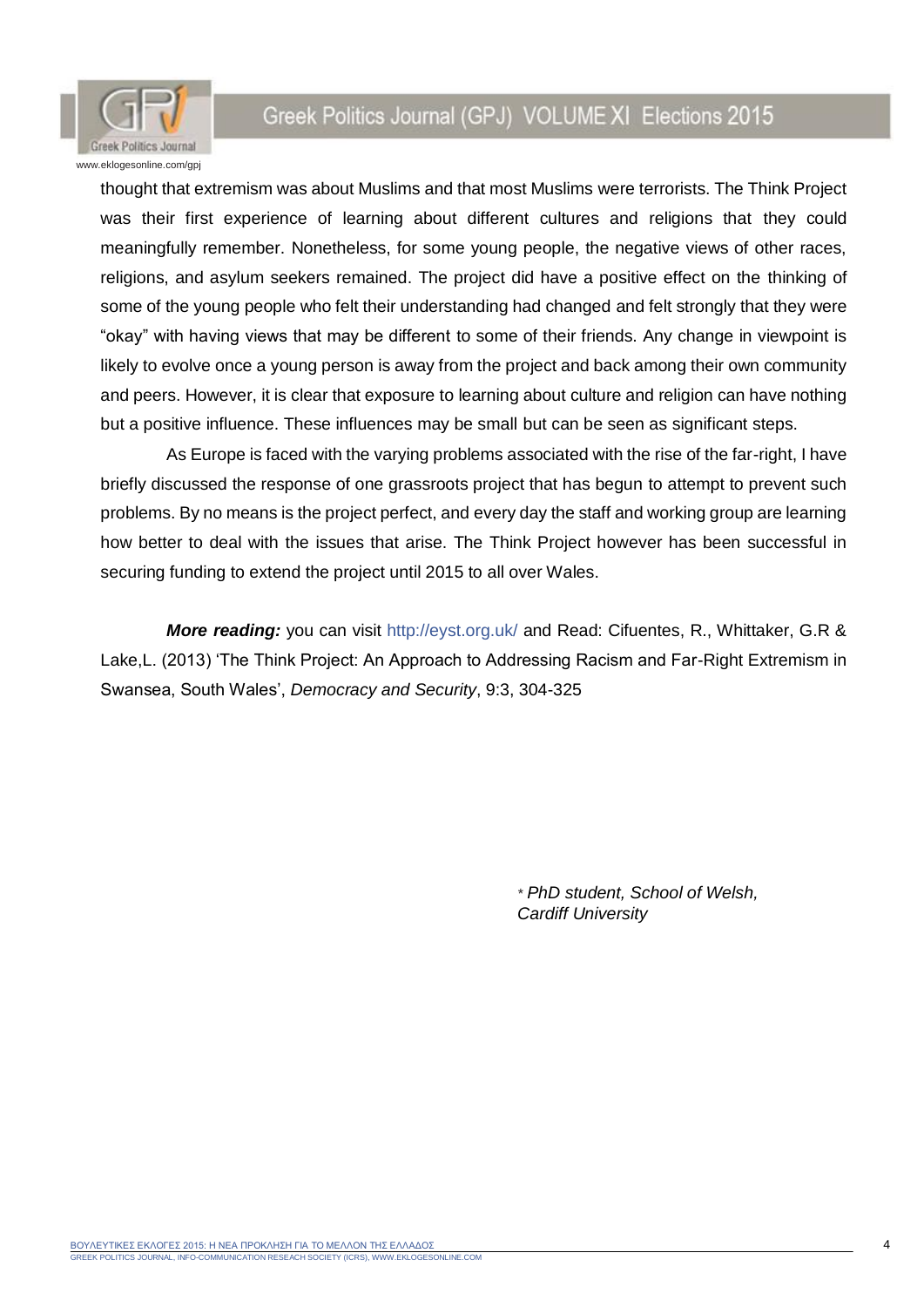thought that extremism was about Muslims and that most Muslims were terrorists. The Think Project was their first experience of learning about different cultures and religions that they could meaningfully remember. Nonetheless, for some young people, the negative views of other races, religions, and asylum seekers remained. The project did have a positive effect on the thinking of some of the young people who felt their understanding had changed and felt strongly that they were "okay" with having views that may be different to some of their friends. Any change in viewpoint is likely to evolve once a young person is away from the project and back among their own community and peers. However, it is clear that exposure to learning about culture and religion can have nothing but a positive influence. These influences may be small but can be seen as significant steps.

As Europe is faced with the varying problems associated with the rise of the far-right, I have briefly discussed the response of one grassroots project that has begun to attempt to prevent such problems. By no means is the project perfect, and every day the staff and working group are learning how better to deal with the issues that arise. The Think Project however has been successful in securing funding to extend the project until 2015 to all over Wales.

***More reading:*** you can visit http://eyst.org.uk/ and Read: Cifuentes, R., Whittaker, G.R & Lake,L. (2013) 'The Think Project: An Approach to Addressing Racism and Far-Right Extremism in Swansea, South Wales', *Democracy and Security*, 9:3, 304-325

\* *PhD student, School of Welsh, Cardiff University*